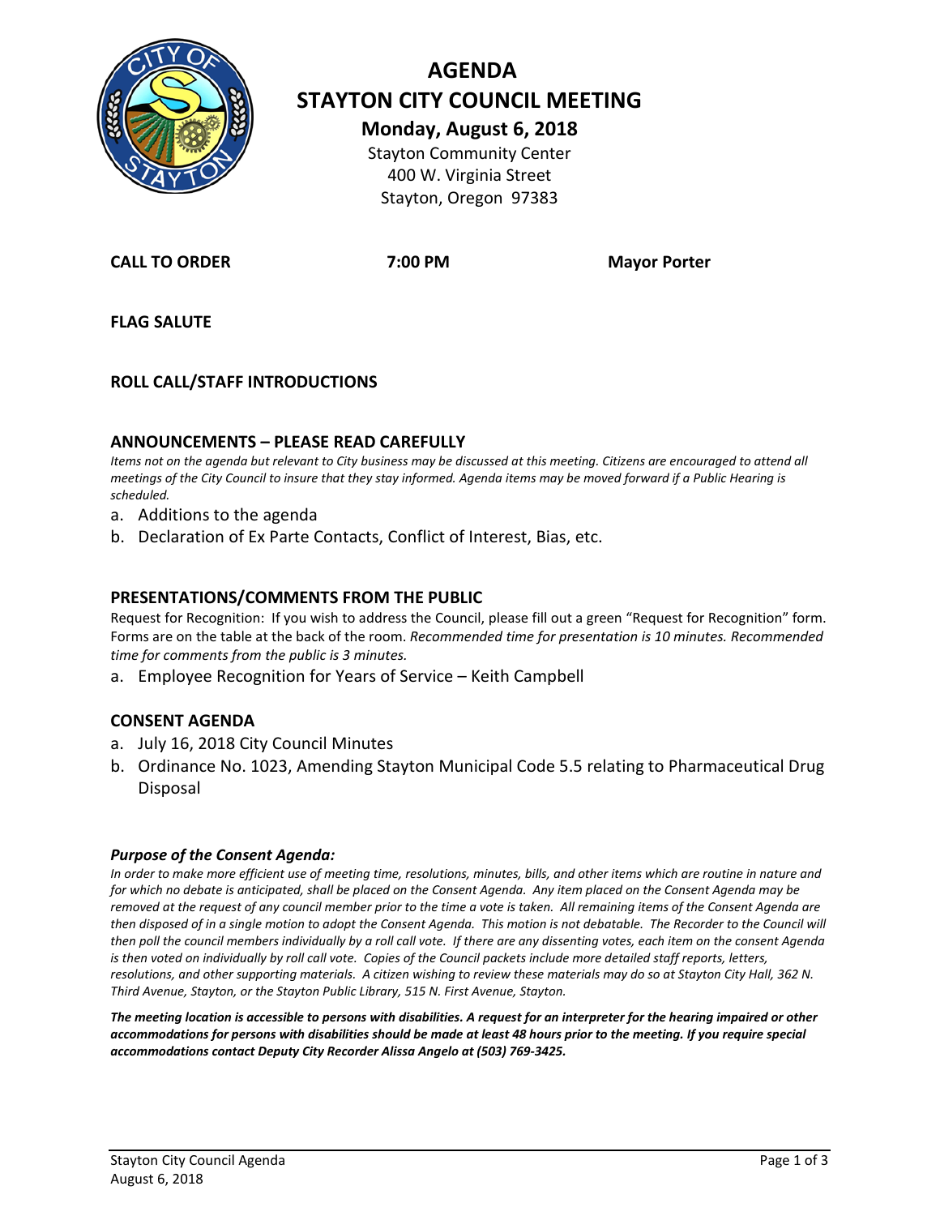# AGENDA

# STAYTON CITY COUNCIL MEETING

**Monday, August 6, 2018**

Stayton Community Center
400 W. Virginia Street
Stayton, Oregon 97383

**CALL TO ORDER** **7:00 PM** **Mayor Porter**

**FLAG SALUTE**

**ROLL CALL/STAFF INTRODUCTIONS**

## ANNOUNCEMENTS – PLEASE READ CAREFULLY

*Items not on the agenda but relevant to City business may be discussed at this meeting. Citizens are encouraged to attend all meetings of the City Council to insure that they stay informed. Agenda items may be moved forward if a Public Hearing is scheduled.*

a. Additions to the agenda
b. Declaration of Ex Parte Contacts, Conflict of Interest, Bias, etc.

## PRESENTATIONS/COMMENTS FROM THE PUBLIC

Request for Recognition: If you wish to address the Council, please fill out a green "Request for Recognition" form. Forms are on the table at the back of the room. *Recommended time for presentation is 10 minutes. Recommended time for comments from the public is 3 minutes.*

a. Employee Recognition for Years of Service – Keith Campbell

## CONSENT AGENDA

a. July 16, 2018 City Council Minutes
b. Ordinance No. 1023, Amending Stayton Municipal Code 5.5 relating to Pharmaceutical Drug Disposal

### *Purpose of the Consent Agenda:*

*In order to make more efficient use of meeting time, resolutions, minutes, bills, and other items which are routine in nature and for which no debate is anticipated, shall be placed on the Consent Agenda. Any item placed on the Consent Agenda may be removed at the request of any council member prior to the time a vote is taken. All remaining items of the Consent Agenda are then disposed of in a single motion to adopt the Consent Agenda. This motion is not debatable. The Recorder to the Council will then poll the council members individually by a roll call vote. If there are any dissenting votes, each item on the consent Agenda is then voted on individually by roll call vote. Copies of the Council packets include more detailed staff reports, letters, resolutions, and other supporting materials. A citizen wishing to review these materials may do so at Stayton City Hall, 362 N. Third Avenue, Stayton, or the Stayton Public Library, 515 N. First Avenue, Stayton.*

***The meeting location is accessible to persons with disabilities. A request for an interpreter for the hearing impaired or other accommodations for persons with disabilities should be made at least 48 hours prior to the meeting. If you require special accommodations contact Deputy City Recorder Alissa Angelo at (503) 769-3425.***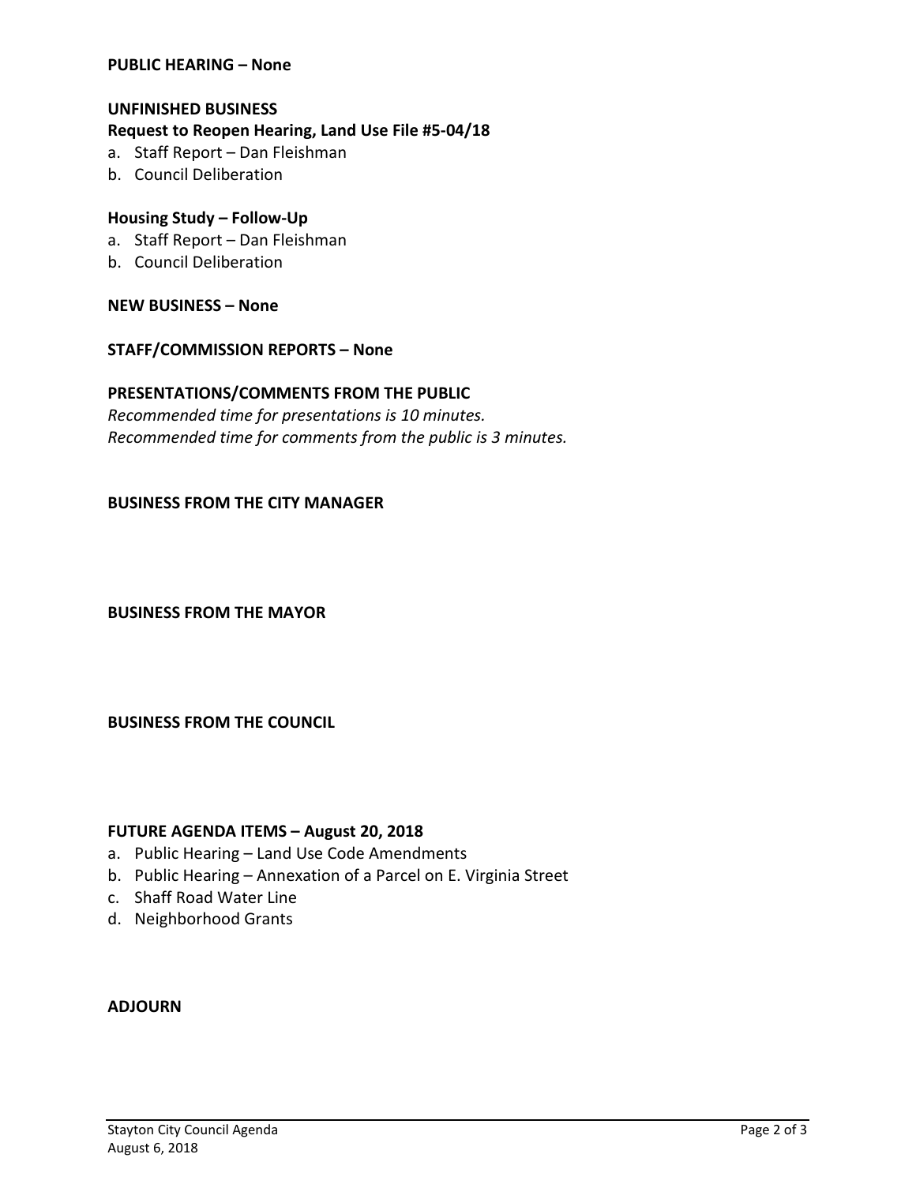**PUBLIC HEARING – None**

**UNFINISHED BUSINESS**

**Request to Reopen Hearing, Land Use File #5-04/18**

a. Staff Report – Dan Fleishman
b. Council Deliberation

**Housing Study – Follow-Up**

a. Staff Report – Dan Fleishman
b. Council Deliberation

**NEW BUSINESS – None**

**STAFF/COMMISSION REPORTS – None**

**PRESENTATIONS/COMMENTS FROM THE PUBLIC**

*Recommended time for presentations is 10 minutes.*
*Recommended time for comments from the public is 3 minutes.*

**BUSINESS FROM THE CITY MANAGER**

**BUSINESS FROM THE MAYOR**

**BUSINESS FROM THE COUNCIL**

**FUTURE AGENDA ITEMS – August 20, 2018**

a. Public Hearing – Land Use Code Amendments
b. Public Hearing – Annexation of a Parcel on E. Virginia Street
c. Shaff Road Water Line
d. Neighborhood Grants

**ADJOURN**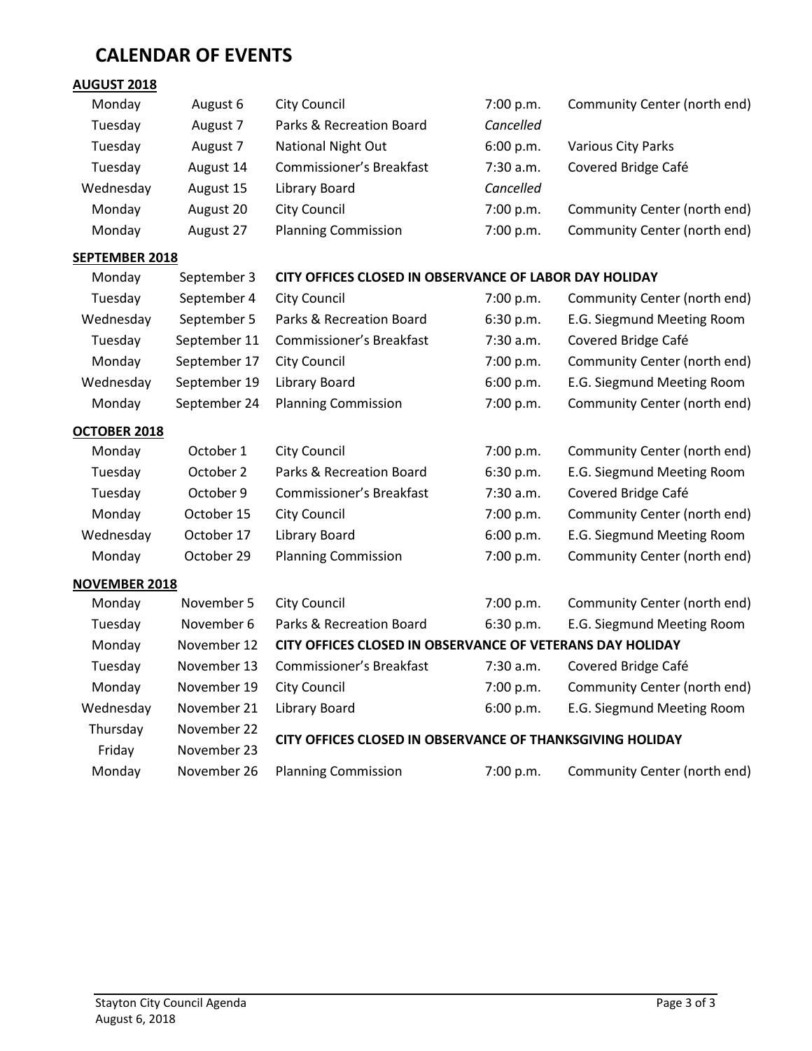# CALENDAR OF EVENTS

**AUGUST 2018**

| | | | | |
|---|---|---|---|---|
| Monday | August 6 | City Council | 7:00 p.m. | Community Center (north end) |
| Tuesday | August 7 | Parks & Recreation Board | *Cancelled* | |
| Tuesday | August 7 | National Night Out | 6:00 p.m. | Various City Parks |
| Tuesday | August 14 | Commissioner's Breakfast | 7:30 a.m. | Covered Bridge Café |
| Wednesday | August 15 | Library Board | *Cancelled* | |
| Monday | August 20 | City Council | 7:00 p.m. | Community Center (north end) |
| Monday | August 27 | Planning Commission | 7:00 p.m. | Community Center (north end) |

**SEPTEMBER 2018**

| | | | | |
|---|---|---|---|---|
| Monday | September 3 | **CITY OFFICES CLOSED IN OBSERVANCE OF LABOR DAY HOLIDAY** | | |
| Tuesday | September 4 | City Council | 7:00 p.m. | Community Center (north end) |
| Wednesday | September 5 | Parks & Recreation Board | 6:30 p.m. | E.G. Siegmund Meeting Room |
| Tuesday | September 11 | Commissioner's Breakfast | 7:30 a.m. | Covered Bridge Café |
| Monday | September 17 | City Council | 7:00 p.m. | Community Center (north end) |
| Wednesday | September 19 | Library Board | 6:00 p.m. | E.G. Siegmund Meeting Room |
| Monday | September 24 | Planning Commission | 7:00 p.m. | Community Center (north end) |

**OCTOBER 2018**

| | | | | |
|---|---|---|---|---|
| Monday | October 1 | City Council | 7:00 p.m. | Community Center (north end) |
| Tuesday | October 2 | Parks & Recreation Board | 6:30 p.m. | E.G. Siegmund Meeting Room |
| Tuesday | October 9 | Commissioner's Breakfast | 7:30 a.m. | Covered Bridge Café |
| Monday | October 15 | City Council | 7:00 p.m. | Community Center (north end) |
| Wednesday | October 17 | Library Board | 6:00 p.m. | E.G. Siegmund Meeting Room |
| Monday | October 29 | Planning Commission | 7:00 p.m. | Community Center (north end) |

**NOVEMBER 2018**

| | | | | |
|---|---|---|---|---|
| Monday | November 5 | City Council | 7:00 p.m. | Community Center (north end) |
| Tuesday | November 6 | Parks & Recreation Board | 6:30 p.m. | E.G. Siegmund Meeting Room |
| Monday | November 12 | **CITY OFFICES CLOSED IN OBSERVANCE OF VETERANS DAY HOLIDAY** | | |
| Tuesday | November 13 | Commissioner's Breakfast | 7:30 a.m. | Covered Bridge Café |
| Monday | November 19 | City Council | 7:00 p.m. | Community Center (north end) |
| Wednesday | November 21 | Library Board | 6:00 p.m. | E.G. Siegmund Meeting Room |
| Thursday<br>Friday | November 22<br>November 23 | **CITY OFFICES CLOSED IN OBSERVANCE OF THANKSGIVING HOLIDAY** | | |
| Monday | November 26 | Planning Commission | 7:00 p.m. | Community Center (north end) |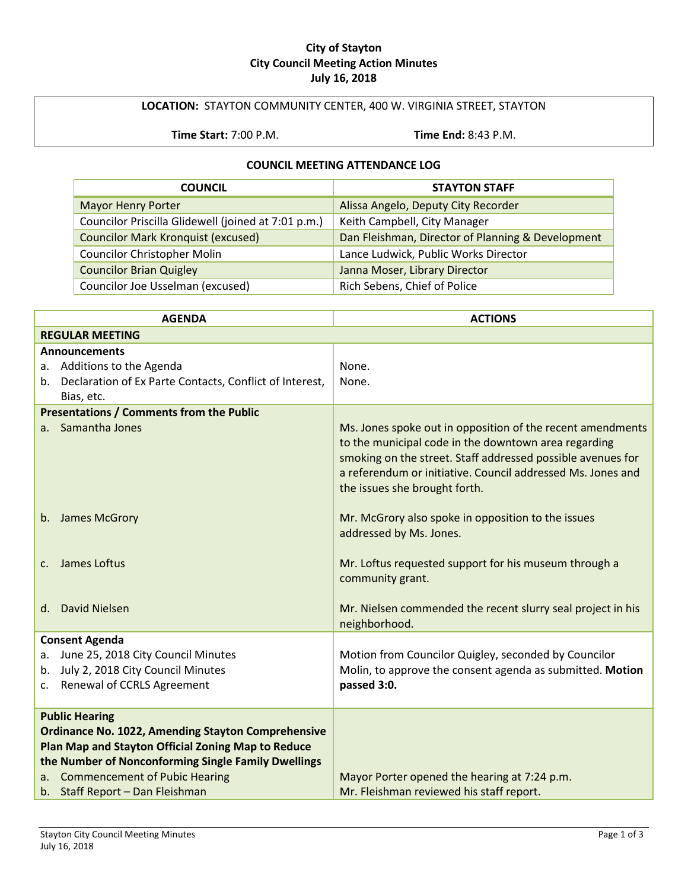# City of Stayton
## City Council Meeting Action Minutes
### July 16, 2018

**LOCATION:** STAYTON COMMUNITY CENTER, 400 W. VIRGINIA STREET, STAYTON

**Time Start:** 7:00 P.M. **Time End:** 8:43 P.M.

### COUNCIL MEETING ATTENDANCE LOG

| COUNCIL | STAYTON STAFF |
|---|---|
| Mayor Henry Porter | Alissa Angelo, Deputy City Recorder |
| Councilor Priscilla Glidewell (joined at 7:01 p.m.) | Keith Campbell, City Manager |
| Councilor Mark Kronquist (excused) | Dan Fleishman, Director of Planning & Development |
| Councilor Christopher Molin | Lance Ludwick, Public Works Director |
| Councilor Brian Quigley | Janna Moser, Library Director |
| Councilor Joe Usselman (excused) | Rich Sebens, Chief of Police |

| AGENDA | ACTIONS |
|---|---|
| **REGULAR MEETING** | |
| **Announcements** | |
| a. Additions to the Agenda | None. |
| b. Declaration of Ex Parte Contacts, Conflict of Interest, Bias, etc. | None. |
| **Presentations / Comments from the Public** | |
| a. Samantha Jones | Ms. Jones spoke out in opposition of the recent amendments to the municipal code in the downtown area regarding smoking on the street. Staff addressed possible avenues for a referendum or initiative. Council addressed Ms. Jones and the issues she brought forth. |
| b. James McGrory | Mr. McGrory also spoke in opposition to the issues addressed by Ms. Jones. |
| c. James Loftus | Mr. Loftus requested support for his museum through a community grant. |
| d. David Nielsen | Mr. Nielsen commended the recent slurry seal project in his neighborhood. |
| **Consent Agenda**<br>a. June 25, 2018 City Council Minutes<br>b. July 2, 2018 City Council Minutes<br>c. Renewal of CCRLS Agreement | Motion from Councilor Quigley, seconded by Councilor Molin, to approve the consent agenda as submitted. **Motion passed 3:0.** |
| **Public Hearing**<br>**Ordinance No. 1022, Amending Stayton Comprehensive Plan Map and Stayton Official Zoning Map to Reduce the Number of Nonconforming Single Family Dwellings** | |
| a. Commencement of Pubic Hearing | Mayor Porter opened the hearing at 7:24 p.m. |
| b. Staff Report – Dan Fleishman | Mr. Fleishman reviewed his staff report. |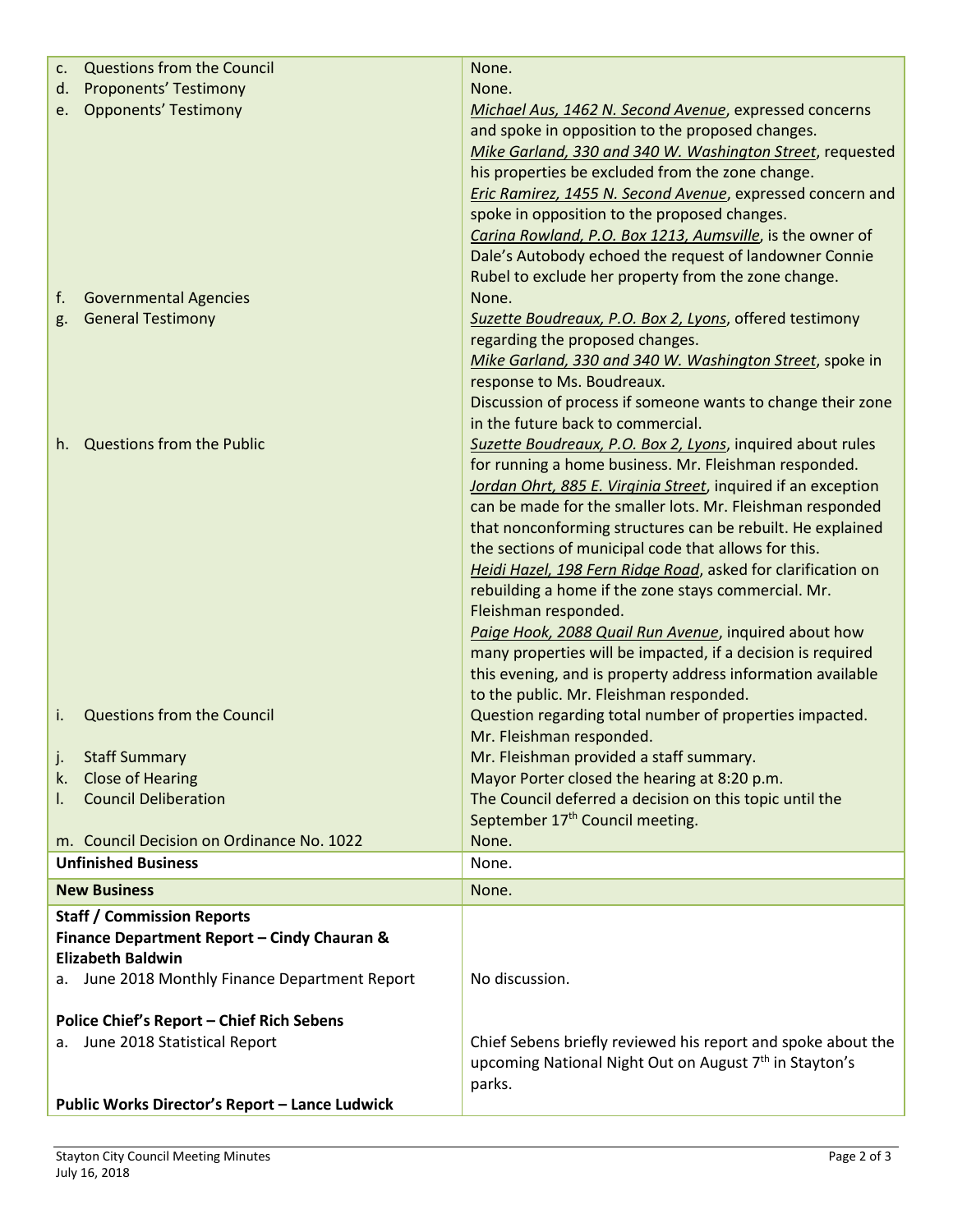| | |
|---|---|
| c. Questions from the Council | None. |
| d. Proponents' Testimony | None. |
| e. Opponents' Testimony | *Michael Aus, 1462 N. Second Avenue*, expressed concerns and spoke in opposition to the proposed changes.<br>*Mike Garland, 330 and 340 W. Washington Street*, requested his properties be excluded from the zone change.<br>*Eric Ramirez, 1455 N. Second Avenue*, expressed concern and spoke in opposition to the proposed changes.<br>*Carina Rowland, P.O. Box 1213, Aumsville*, is the owner of Dale's Autobody echoed the request of landowner Connie Rubel to exclude her property from the zone change. |
| f. Governmental Agencies | None. |
| g. General Testimony | *Suzette Boudreaux, P.O. Box 2, Lyons*, offered testimony regarding the proposed changes.<br>*Mike Garland, 330 and 340 W. Washington Street*, spoke in response to Ms. Boudreaux.<br>Discussion of process if someone wants to change their zone in the future back to commercial. |
| h. Questions from the Public | *Suzette Boudreaux, P.O. Box 2, Lyons*, inquired about rules for running a home business. Mr. Fleishman responded.<br>*Jordan Ohrt, 885 E. Virginia Street*, inquired if an exception can be made for the smaller lots. Mr. Fleishman responded that nonconforming structures can be rebuilt. He explained the sections of municipal code that allows for this.<br>*Heidi Hazel, 198 Fern Ridge Road*, asked for clarification on rebuilding a home if the zone stays commercial. Mr. Fleishman responded.<br>*Paige Hook, 2088 Quail Run Avenue*, inquired about how many properties will be impacted, if a decision is required this evening, and is property address information available to the public. Mr. Fleishman responded. |
| i. Questions from the Council | Question regarding total number of properties impacted. Mr. Fleishman responded. |
| j. Staff Summary | Mr. Fleishman provided a staff summary. |
| k. Close of Hearing | Mayor Porter closed the hearing at 8:20 p.m. |
| l. Council Deliberation | The Council deferred a decision on this topic until the September 17th Council meeting. |
| m. Council Decision on Ordinance No. 1022 | None. |
| **Unfinished Business** | None. |
| **New Business** | None. |
| **Staff / Commission Reports**<br>**Finance Department Report – Cindy Chauran & Elizabeth Baldwin** | |
| a. June 2018 Monthly Finance Department Report | No discussion. |
| **Police Chief's Report – Chief Rich Sebens** | |
| a. June 2018 Statistical Report | Chief Sebens briefly reviewed his report and spoke about the upcoming National Night Out on August 7th in Stayton's parks. |
| **Public Works Director's Report – Lance Ludwick** | |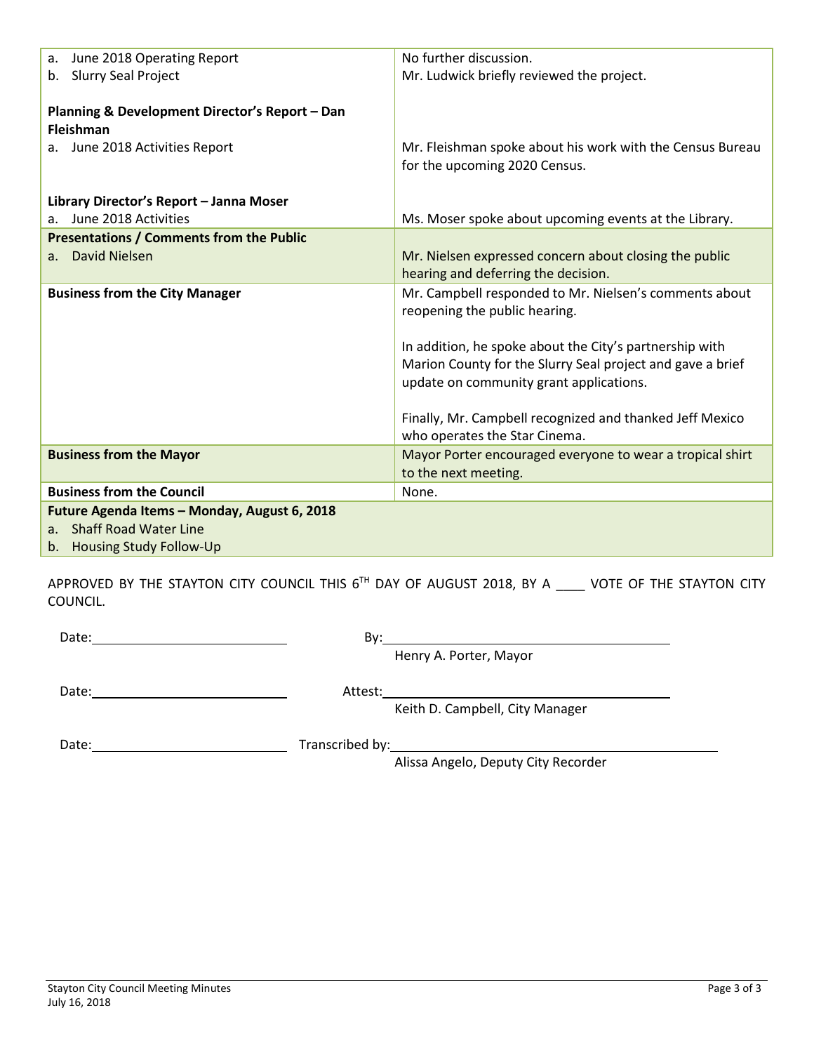| | |
|---|---|
| a. June 2018 Operating Report | No further discussion. |
| b. Slurry Seal Project | Mr. Ludwick briefly reviewed the project. |
| **Planning & Development Director's Report – Dan Fleishman** | |
| a. June 2018 Activities Report | Mr. Fleishman spoke about his work with the Census Bureau for the upcoming 2020 Census. |
| **Library Director's Report – Janna Moser** | |
| a. June 2018 Activities | Ms. Moser spoke about upcoming events at the Library. |
| **Presentations / Comments from the Public** | |
| a. David Nielsen | Mr. Nielsen expressed concern about closing the public hearing and deferring the decision. |
| **Business from the City Manager** | Mr. Campbell responded to Mr. Nielsen's comments about reopening the public hearing.<br><br>In addition, he spoke about the City's partnership with Marion County for the Slurry Seal project and gave a brief update on community grant applications.<br><br>Finally, Mr. Campbell recognized and thanked Jeff Mexico who operates the Star Cinema. |
| **Business from the Mayor** | Mayor Porter encouraged everyone to wear a tropical shirt to the next meeting. |
| **Business from the Council** | None. |
| **Future Agenda Items – Monday, August 6, 2018**<br>a. Shaff Road Water Line<br>b. Housing Study Follow-Up | |

APPROVED BY THE STAYTON CITY COUNCIL THIS 6TH DAY OF AUGUST 2018, BY A ____ VOTE OF THE STAYTON CITY COUNCIL.

Date: ______________________ By: ______________________________
Henry A. Porter, Mayor

Date: ______________________ Attest: ______________________________
Keith D. Campbell, City Manager

Date: ______________________ Transcribed by: ______________________________
Alissa Angelo, Deputy City Recorder

Stayton City Council Meeting Minutes
July 16, 2018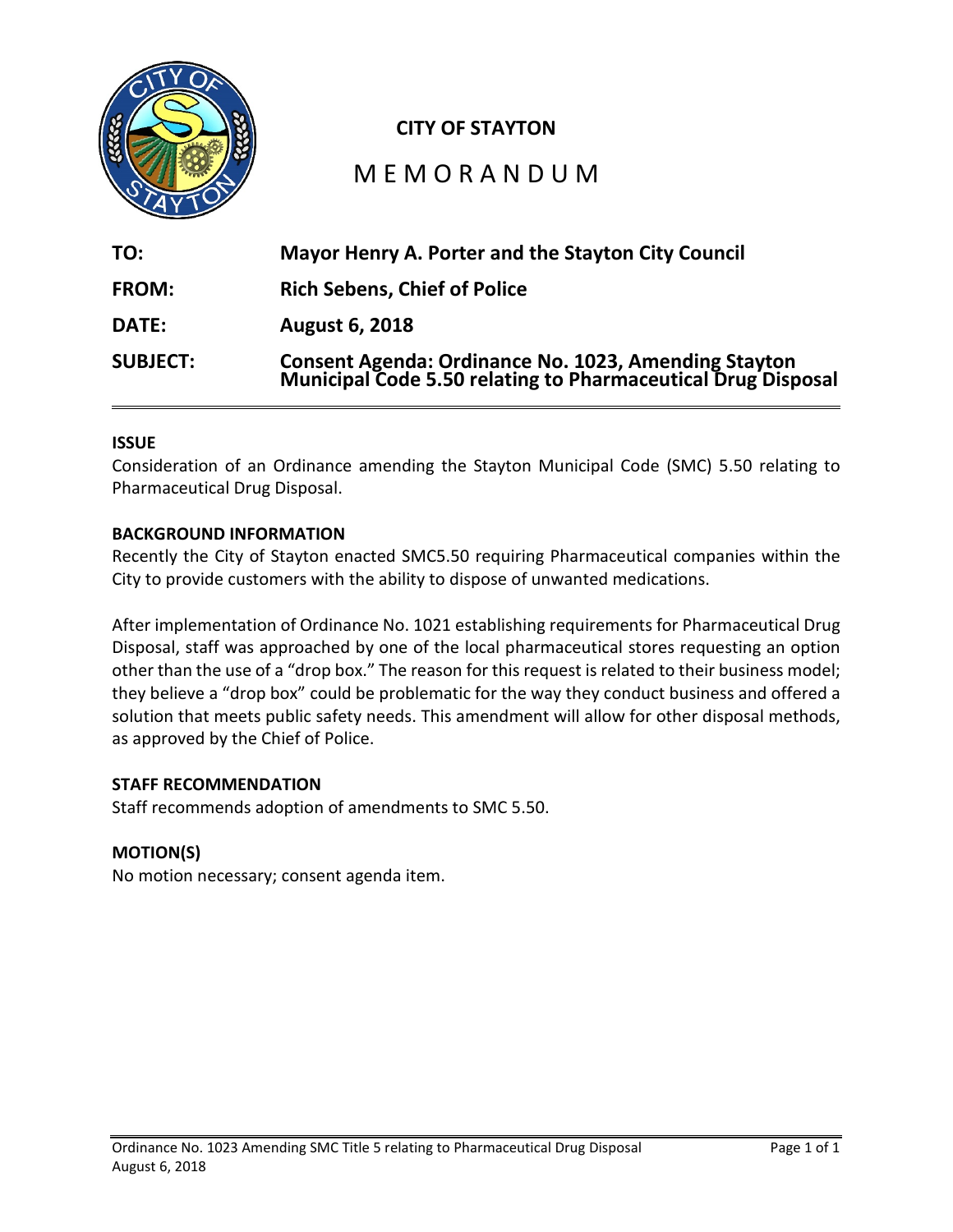**CITY OF STAYTON**

# MEMORANDUM

**TO:** Mayor Henry A. Porter and the Stayton City Council

**FROM:** Rich Sebens, Chief of Police

**DATE:** August 6, 2018

**SUBJECT:** Consent Agenda: Ordinance No. 1023, Amending Stayton Municipal Code 5.50 relating to Pharmaceutical Drug Disposal

---

### ISSUE

Consideration of an Ordinance amending the Stayton Municipal Code (SMC) 5.50 relating to Pharmaceutical Drug Disposal.

### BACKGROUND INFORMATION

Recently the City of Stayton enacted SMC5.50 requiring Pharmaceutical companies within the City to provide customers with the ability to dispose of unwanted medications.

After implementation of Ordinance No. 1021 establishing requirements for Pharmaceutical Drug Disposal, staff was approached by one of the local pharmaceutical stores requesting an option other than the use of a "drop box." The reason for this request is related to their business model; they believe a "drop box" could be problematic for the way they conduct business and offered a solution that meets public safety needs. This amendment will allow for other disposal methods, as approved by the Chief of Police.

### STAFF RECOMMENDATION

Staff recommends adoption of amendments to SMC 5.50.

### MOTION(S)

No motion necessary; consent agenda item.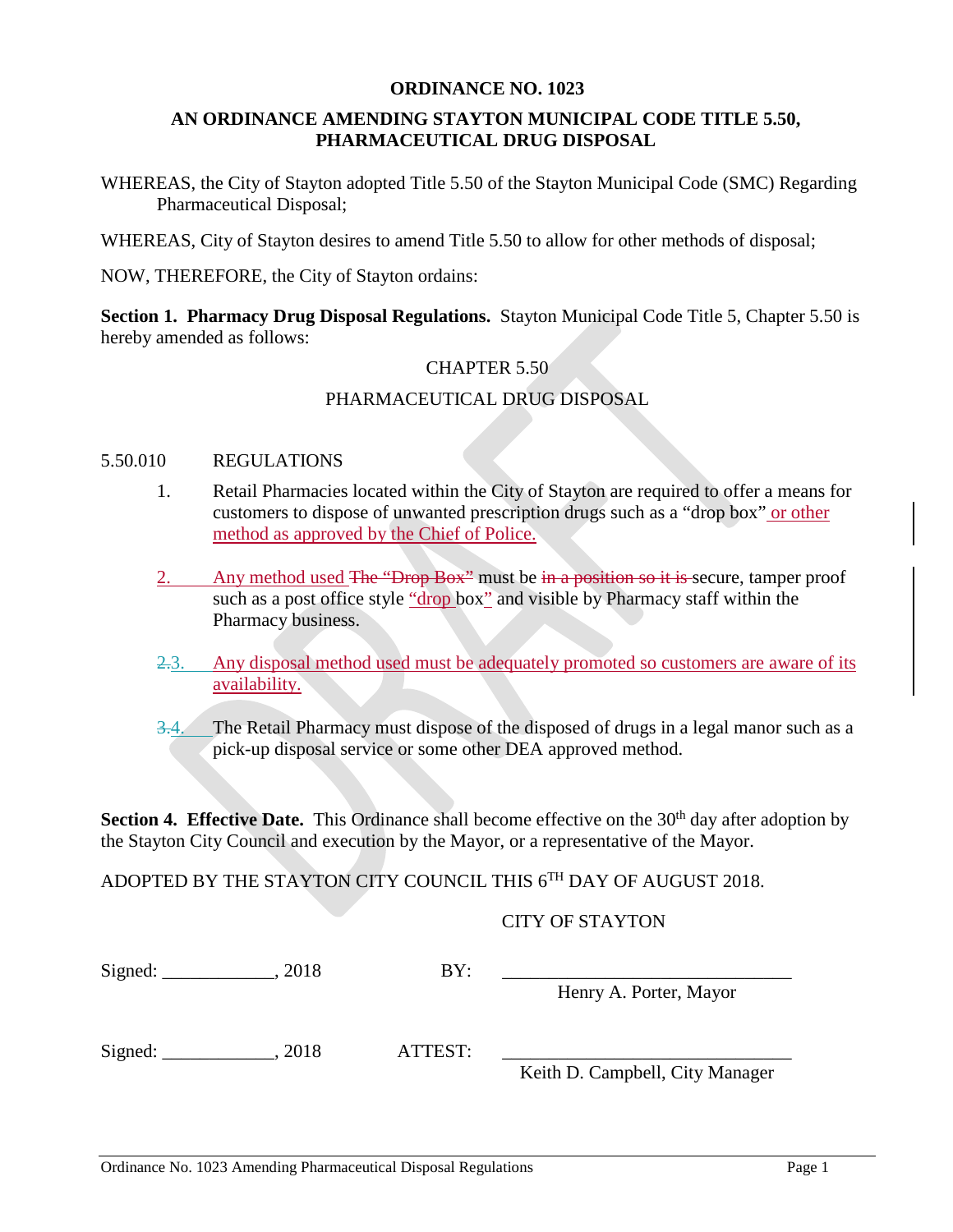# ORDINANCE NO. 1023

## AN ORDINANCE AMENDING STAYTON MUNICIPAL CODE TITLE 5.50, PHARMACEUTICAL DRUG DISPOSAL

WHEREAS, the City of Stayton adopted Title 5.50 of the Stayton Municipal Code (SMC) Regarding Pharmaceutical Disposal;

WHEREAS, City of Stayton desires to amend Title 5.50 to allow for other methods of disposal;

NOW, THEREFORE, the City of Stayton ordains:

**Section 1. Pharmacy Drug Disposal Regulations.** Stayton Municipal Code Title 5, Chapter 5.50 is hereby amended as follows:

CHAPTER 5.50

PHARMACEUTICAL DRUG DISPOSAL

5.50.010 REGULATIONS

1. Retail Pharmacies located within the City of Stayton are required to offer a means for customers to dispose of unwanted prescription drugs such as a "drop box" <ins>or other method as approved by the Chief of Police.</ins>

2. <ins>Any method used</ins> ~~The "Drop Box"~~ must be ~~in a position so it is~~ secure, tamper proof such as a post office style <ins>"drop</ins> box<ins>"</ins> and visible by Pharmacy staff within the Pharmacy business.

~~2.~~ <ins>3.</ins> <ins>Any disposal method used must be adequately promoted so customers are aware of its availability.</ins>

~~3.~~ <ins>4.</ins> The Retail Pharmacy must dispose of the disposed of drugs in a legal manor such as a pick-up disposal service or some other DEA approved method.

**Section 4. Effective Date.** This Ordinance shall become effective on the 30th day after adoption by the Stayton City Council and execution by the Mayor, or a representative of the Mayor.

ADOPTED BY THE STAYTON CITY COUNCIL THIS 6TH DAY OF AUGUST 2018.

CITY OF STAYTON

Signed: ____________, 2018 BY: ______________________________
Henry A. Porter, Mayor

Signed: ____________, 2018 ATTEST: ______________________________
Keith D. Campbell, City Manager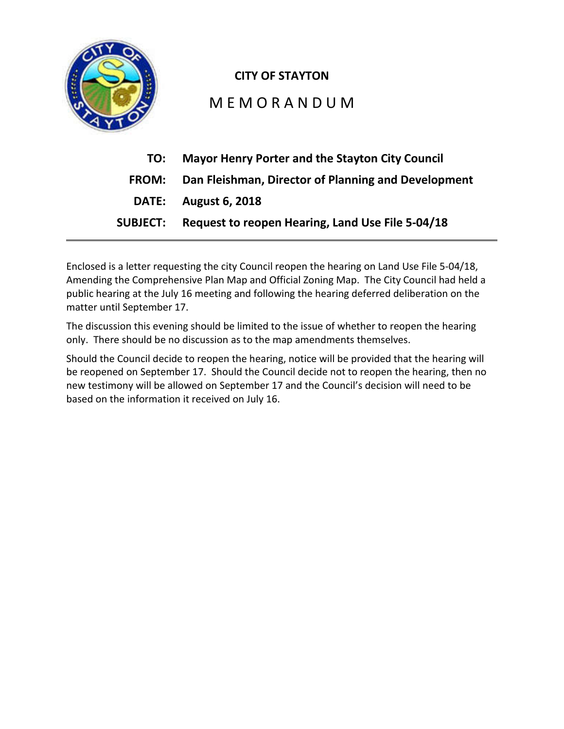**CITY OF STAYTON**

# M E M O R A N D U M

| | |
|---|---|
| **TO:** | **Mayor Henry Porter and the Stayton City Council** |
| **FROM:** | **Dan Fleishman, Director of Planning and Development** |
| **DATE:** | **August 6, 2018** |
| **SUBJECT:** | **Request to reopen Hearing, Land Use File 5-04/18** |

---

Enclosed is a letter requesting the city Council reopen the hearing on Land Use File 5-04/18, Amending the Comprehensive Plan Map and Official Zoning Map. The City Council had held a public hearing at the July 16 meeting and following the hearing deferred deliberation on the matter until September 17.

The discussion this evening should be limited to the issue of whether to reopen the hearing only. There should be no discussion as to the map amendments themselves.

Should the Council decide to reopen the hearing, notice will be provided that the hearing will be reopened on September 17. Should the Council decide not to reopen the hearing, then no new testimony will be allowed on September 17 and the Council's decision will need to be based on the information it received on July 16.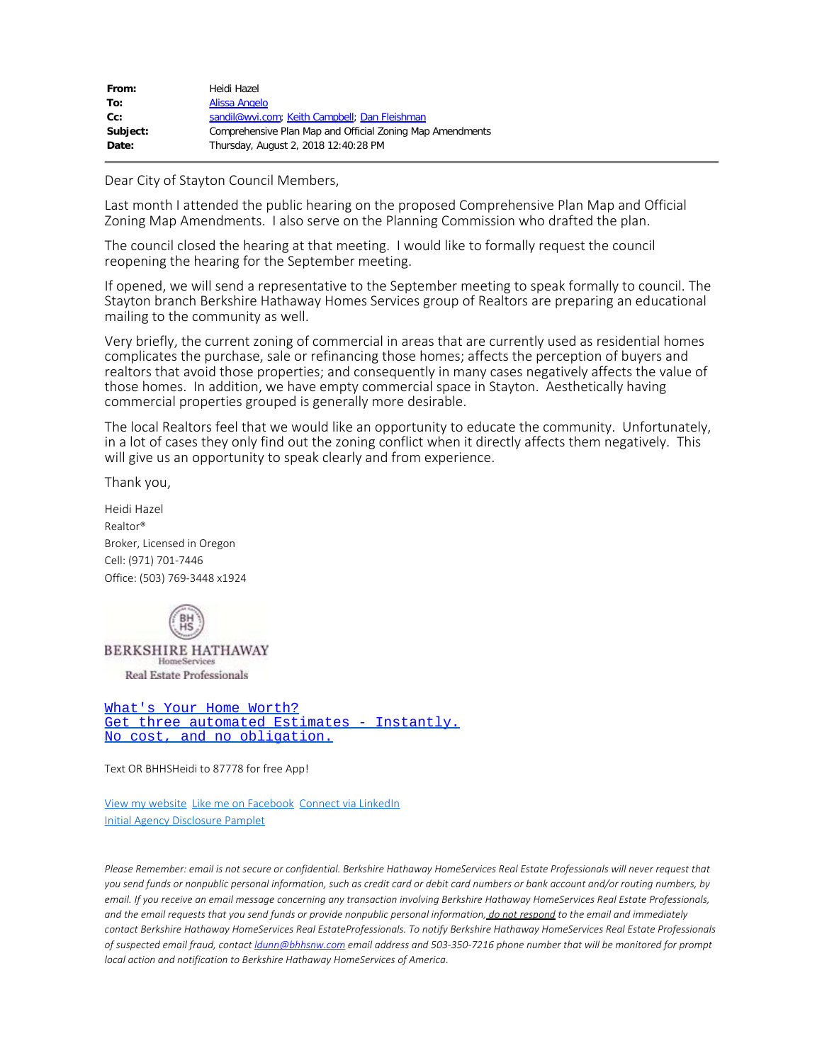| | |
|---|---|
| **From:** | Heidi Hazel |
| **To:** | Alissa Angelo |
| **Cc:** | sandil@wvi.com; Keith Campbell; Dan Fleishman |
| **Subject:** | Comprehensive Plan Map and Official Zoning Map Amendments |
| **Date:** | Thursday, August 2, 2018 12:40:28 PM |

---

Dear City of Stayton Council Members,

Last month I attended the public hearing on the proposed Comprehensive Plan Map and Official Zoning Map Amendments. I also serve on the Planning Commission who drafted the plan.

The council closed the hearing at that meeting. I would like to formally request the council reopening the hearing for the September meeting.

If opened, we will send a representative to the September meeting to speak formally to council. The Stayton branch Berkshire Hathaway Homes Services group of Realtors are preparing an educational mailing to the community as well.

Very briefly, the current zoning of commercial in areas that are currently used as residential homes complicates the purchase, sale or refinancing those homes; affects the perception of buyers and realtors that avoid those properties; and consequently in many cases negatively affects the value of those homes. In addition, we have empty commercial space in Stayton. Aesthetically having commercial properties grouped is generally more desirable.

The local Realtors feel that we would like an opportunity to educate the community. Unfortunately, in a lot of cases they only find out the zoning conflict when it directly affects them negatively. This will give us an opportunity to speak clearly and from experience.

Thank you,

Heidi Hazel
Realtor®
Broker, Licensed in Oregon
Cell: (971) 701-7446
Office: (503) 769-3448 x1924

BERKSHIRE HATHAWAY
HomeServices
Real Estate Professionals

What's Your Home Worth?
Get three automated Estimates - Instantly.
No cost, and no obligation.

Text OR BHHSHeidi to 87778 for free App!

View my website  Like me on Facebook  Connect via LinkedIn
Initial Agency Disclosure Pamplet

*Please Remember: email is not secure or confidential. Berkshire Hathaway HomeServices Real Estate Professionals will never request that you send funds or nonpublic personal information, such as credit card or debit card numbers or bank account and/or routing numbers, by email. If you receive an email message concerning any transaction involving Berkshire Hathaway HomeServices Real Estate Professionals, and the email requests that you send funds or provide nonpublic personal information, do not respond to the email and immediately contact Berkshire Hathaway HomeServices Real EstateProfessionals. To notify Berkshire Hathaway HomeServices Real Estate Professionals of suspected email fraud, contact ldunn@bhhsnw.com email address and 503-350-7216 phone number that will be monitored for prompt local action and notification to Berkshire Hathaway HomeServices of America.*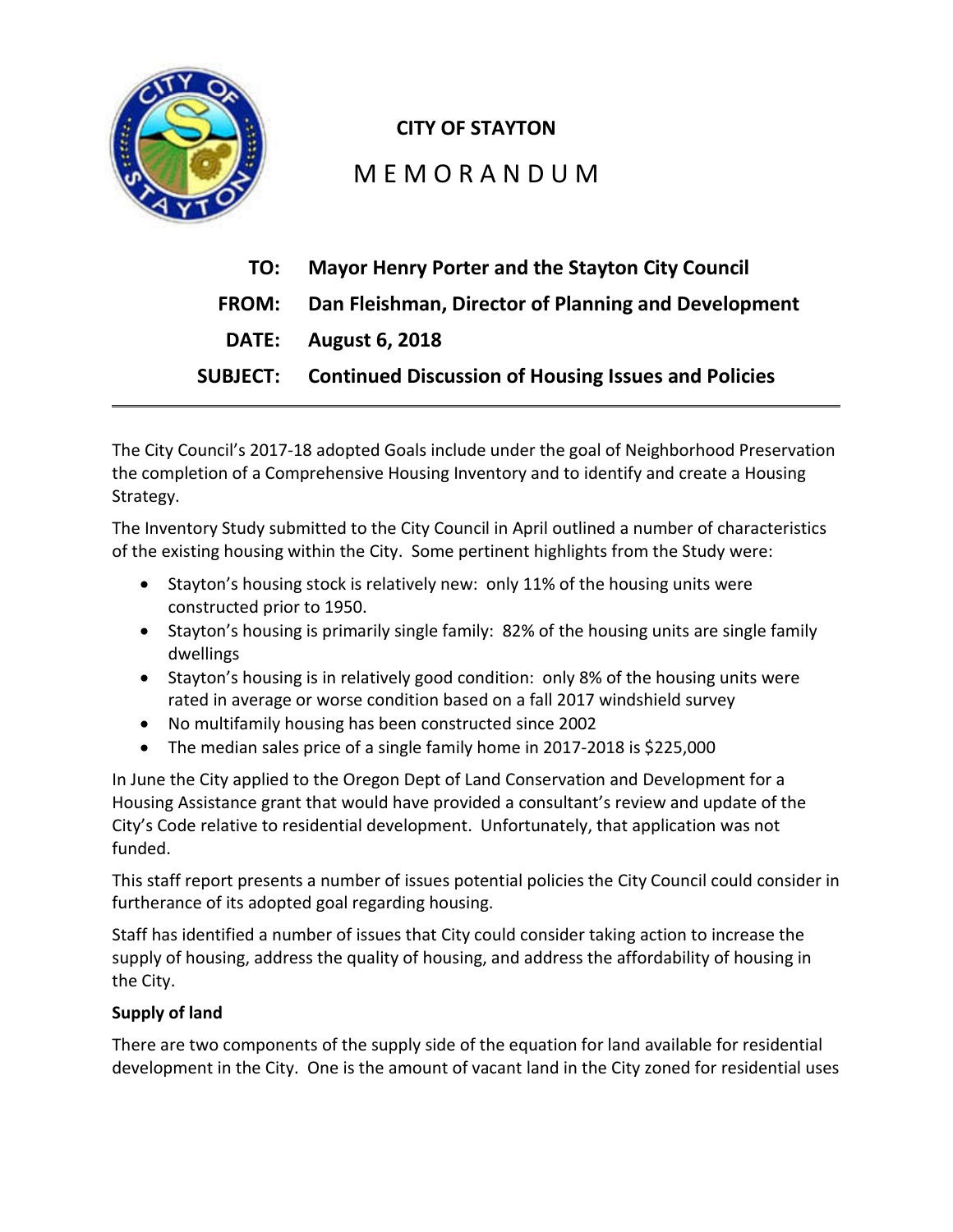**CITY OF STAYTON**

# M E M O R A N D U M

| | |
|---|---|
| **TO:** | **Mayor Henry Porter and the Stayton City Council** |
| **FROM:** | **Dan Fleishman, Director of Planning and Development** |
| **DATE:** | **August 6, 2018** |
| **SUBJECT:** | **Continued Discussion of Housing Issues and Policies** |

---

The City Council's 2017-18 adopted Goals include under the goal of Neighborhood Preservation the completion of a Comprehensive Housing Inventory and to identify and create a Housing Strategy.

The Inventory Study submitted to the City Council in April outlined a number of characteristics of the existing housing within the City. Some pertinent highlights from the Study were:

- Stayton's housing stock is relatively new: only 11% of the housing units were constructed prior to 1950.
- Stayton's housing is primarily single family: 82% of the housing units are single family dwellings
- Stayton's housing is in relatively good condition: only 8% of the housing units were rated in average or worse condition based on a fall 2017 windshield survey
- No multifamily housing has been constructed since 2002
- The median sales price of a single family home in 2017-2018 is $225,000

In June the City applied to the Oregon Dept of Land Conservation and Development for a Housing Assistance grant that would have provided a consultant's review and update of the City's Code relative to residential development. Unfortunately, that application was not funded.

This staff report presents a number of issues potential policies the City Council could consider in furtherance of its adopted goal regarding housing.

Staff has identified a number of issues that City could consider taking action to increase the supply of housing, address the quality of housing, and address the affordability of housing in the City.

**Supply of land**

There are two components of the supply side of the equation for land available for residential development in the City. One is the amount of vacant land in the City zoned for residential uses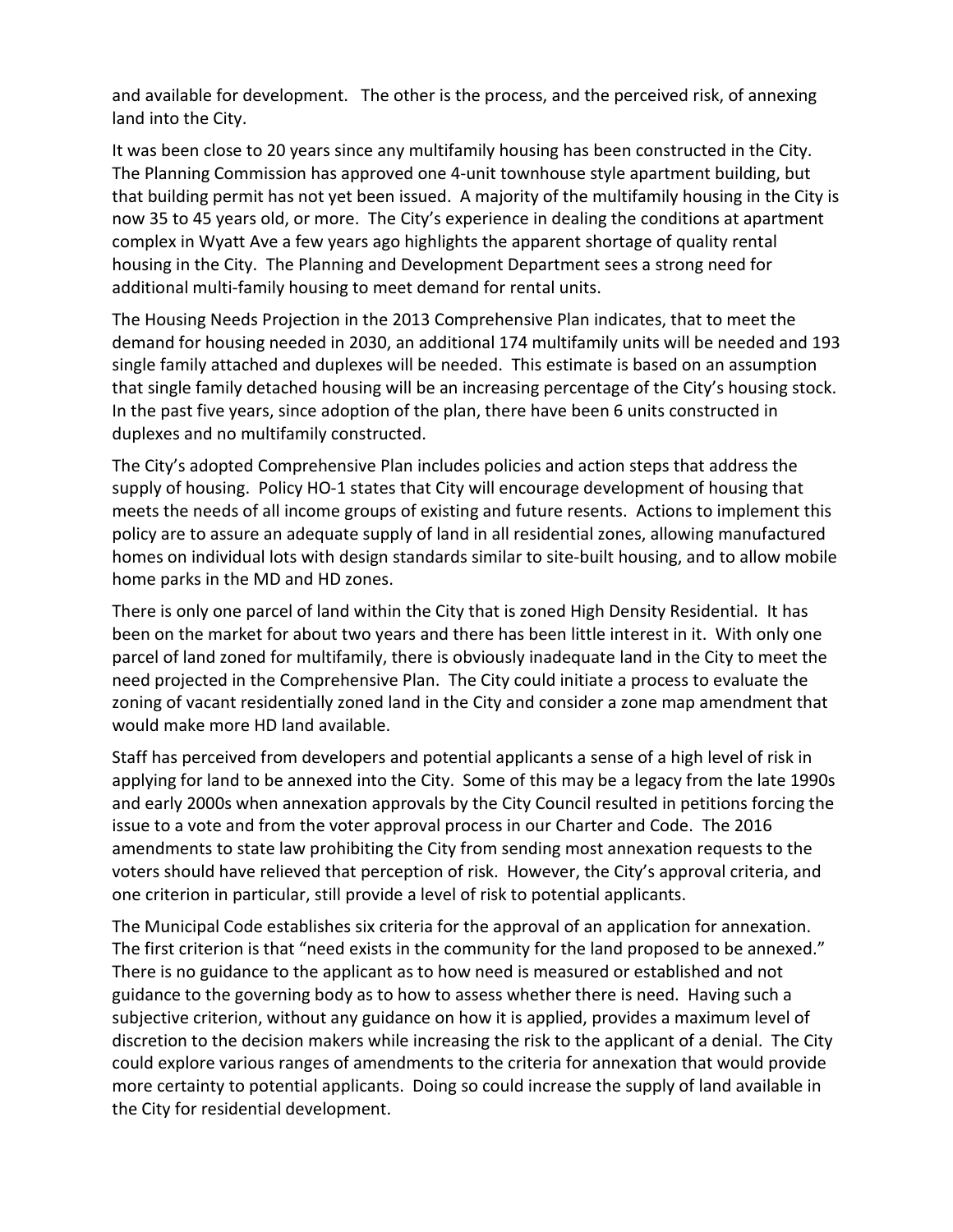and available for development. The other is the process, and the perceived risk, of annexing land into the City.

It was been close to 20 years since any multifamily housing has been constructed in the City. The Planning Commission has approved one 4-unit townhouse style apartment building, but that building permit has not yet been issued. A majority of the multifamily housing in the City is now 35 to 45 years old, or more. The City's experience in dealing the conditions at apartment complex in Wyatt Ave a few years ago highlights the apparent shortage of quality rental housing in the City. The Planning and Development Department sees a strong need for additional multi-family housing to meet demand for rental units.

The Housing Needs Projection in the 2013 Comprehensive Plan indicates, that to meet the demand for housing needed in 2030, an additional 174 multifamily units will be needed and 193 single family attached and duplexes will be needed. This estimate is based on an assumption that single family detached housing will be an increasing percentage of the City's housing stock. In the past five years, since adoption of the plan, there have been 6 units constructed in duplexes and no multifamily constructed.

The City's adopted Comprehensive Plan includes policies and action steps that address the supply of housing. Policy HO-1 states that City will encourage development of housing that meets the needs of all income groups of existing and future resents. Actions to implement this policy are to assure an adequate supply of land in all residential zones, allowing manufactured homes on individual lots with design standards similar to site-built housing, and to allow mobile home parks in the MD and HD zones.

There is only one parcel of land within the City that is zoned High Density Residential. It has been on the market for about two years and there has been little interest in it. With only one parcel of land zoned for multifamily, there is obviously inadequate land in the City to meet the need projected in the Comprehensive Plan. The City could initiate a process to evaluate the zoning of vacant residentially zoned land in the City and consider a zone map amendment that would make more HD land available.

Staff has perceived from developers and potential applicants a sense of a high level of risk in applying for land to be annexed into the City. Some of this may be a legacy from the late 1990s and early 2000s when annexation approvals by the City Council resulted in petitions forcing the issue to a vote and from the voter approval process in our Charter and Code. The 2016 amendments to state law prohibiting the City from sending most annexation requests to the voters should have relieved that perception of risk. However, the City's approval criteria, and one criterion in particular, still provide a level of risk to potential applicants.

The Municipal Code establishes six criteria for the approval of an application for annexation. The first criterion is that "need exists in the community for the land proposed to be annexed." There is no guidance to the applicant as to how need is measured or established and not guidance to the governing body as to how to assess whether there is need. Having such a subjective criterion, without any guidance on how it is applied, provides a maximum level of discretion to the decision makers while increasing the risk to the applicant of a denial. The City could explore various ranges of amendments to the criteria for annexation that would provide more certainty to potential applicants. Doing so could increase the supply of land available in the City for residential development.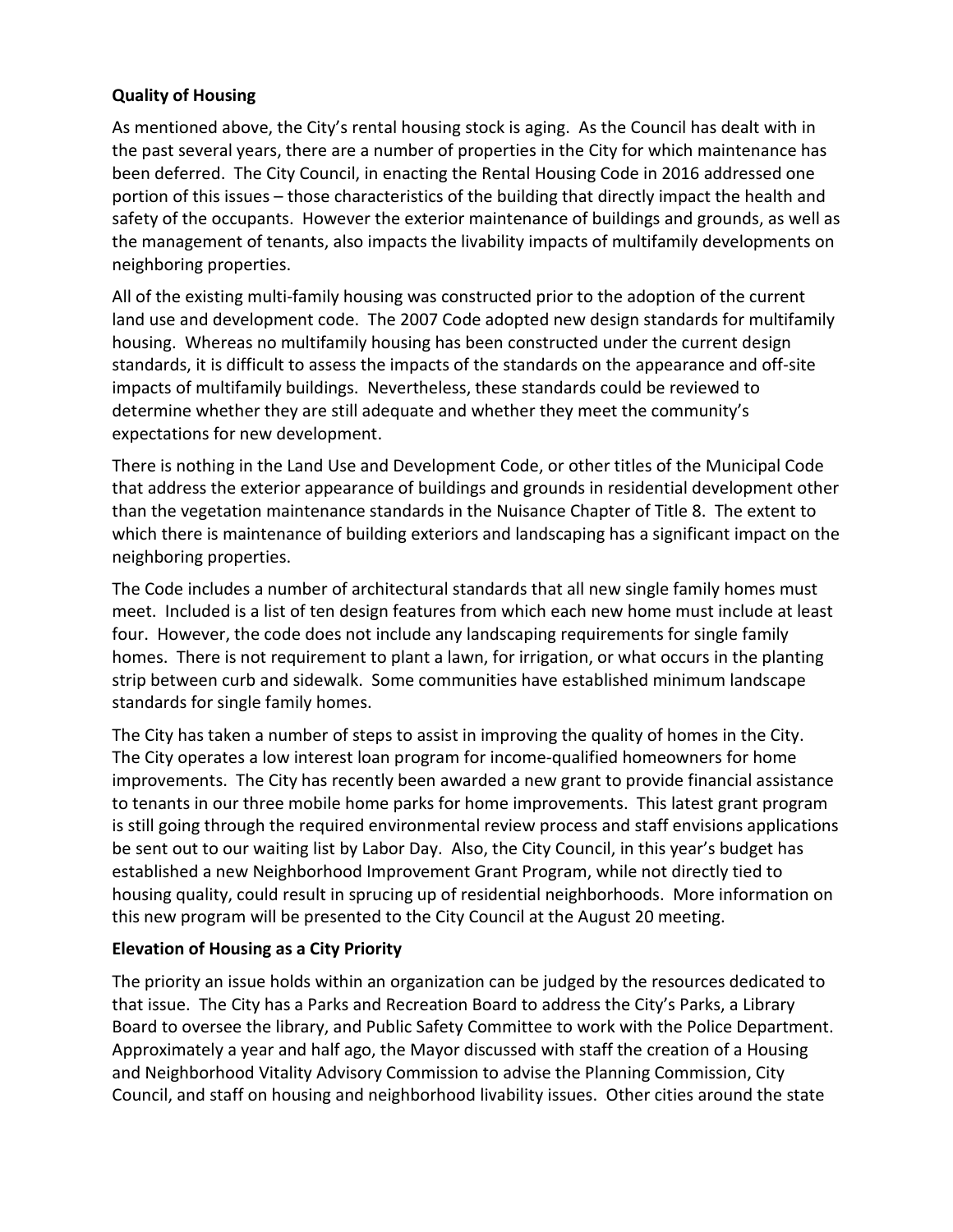**Quality of Housing**

As mentioned above, the City's rental housing stock is aging. As the Council has dealt with in the past several years, there are a number of properties in the City for which maintenance has been deferred. The City Council, in enacting the Rental Housing Code in 2016 addressed one portion of this issues – those characteristics of the building that directly impact the health and safety of the occupants. However the exterior maintenance of buildings and grounds, as well as the management of tenants, also impacts the livability impacts of multifamily developments on neighboring properties.

All of the existing multi-family housing was constructed prior to the adoption of the current land use and development code. The 2007 Code adopted new design standards for multifamily housing. Whereas no multifamily housing has been constructed under the current design standards, it is difficult to assess the impacts of the standards on the appearance and off-site impacts of multifamily buildings. Nevertheless, these standards could be reviewed to determine whether they are still adequate and whether they meet the community's expectations for new development.

There is nothing in the Land Use and Development Code, or other titles of the Municipal Code that address the exterior appearance of buildings and grounds in residential development other than the vegetation maintenance standards in the Nuisance Chapter of Title 8. The extent to which there is maintenance of building exteriors and landscaping has a significant impact on the neighboring properties.

The Code includes a number of architectural standards that all new single family homes must meet. Included is a list of ten design features from which each new home must include at least four. However, the code does not include any landscaping requirements for single family homes. There is not requirement to plant a lawn, for irrigation, or what occurs in the planting strip between curb and sidewalk. Some communities have established minimum landscape standards for single family homes.

The City has taken a number of steps to assist in improving the quality of homes in the City. The City operates a low interest loan program for income-qualified homeowners for home improvements. The City has recently been awarded a new grant to provide financial assistance to tenants in our three mobile home parks for home improvements. This latest grant program is still going through the required environmental review process and staff envisions applications be sent out to our waiting list by Labor Day. Also, the City Council, in this year's budget has established a new Neighborhood Improvement Grant Program, while not directly tied to housing quality, could result in sprucing up of residential neighborhoods. More information on this new program will be presented to the City Council at the August 20 meeting.

**Elevation of Housing as a City Priority**

The priority an issue holds within an organization can be judged by the resources dedicated to that issue. The City has a Parks and Recreation Board to address the City's Parks, a Library Board to oversee the library, and Public Safety Committee to work with the Police Department. Approximately a year and half ago, the Mayor discussed with staff the creation of a Housing and Neighborhood Vitality Advisory Commission to advise the Planning Commission, City Council, and staff on housing and neighborhood livability issues. Other cities around the state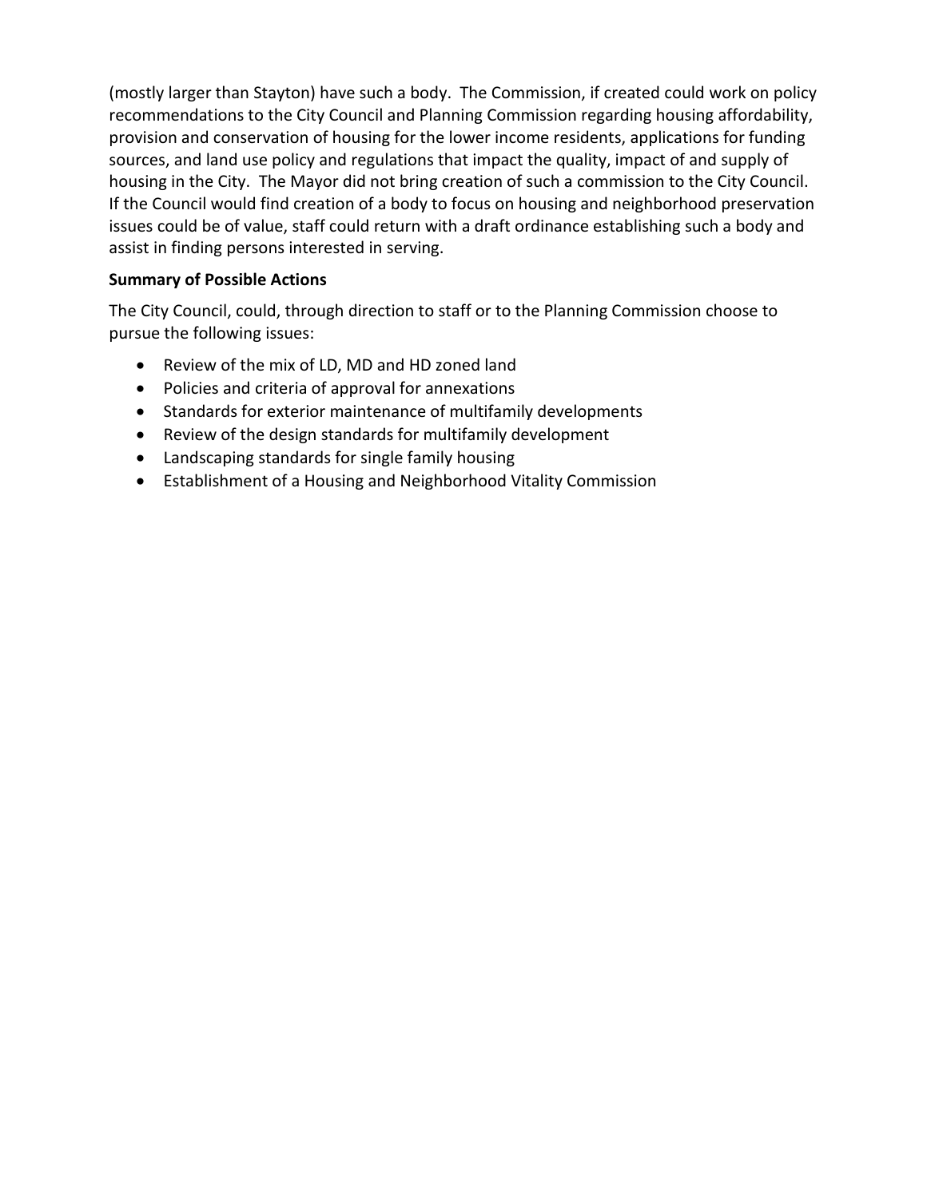(mostly larger than Stayton) have such a body. The Commission, if created could work on policy recommendations to the City Council and Planning Commission regarding housing affordability, provision and conservation of housing for the lower income residents, applications for funding sources, and land use policy and regulations that impact the quality, impact of and supply of housing in the City. The Mayor did not bring creation of such a commission to the City Council. If the Council would find creation of a body to focus on housing and neighborhood preservation issues could be of value, staff could return with a draft ordinance establishing such a body and assist in finding persons interested in serving.

**Summary of Possible Actions**

The City Council, could, through direction to staff or to the Planning Commission choose to pursue the following issues:

- Review of the mix of LD, MD and HD zoned land
- Policies and criteria of approval for annexations
- Standards for exterior maintenance of multifamily developments
- Review of the design standards for multifamily development
- Landscaping standards for single family housing
- Establishment of a Housing and Neighborhood Vitality Commission